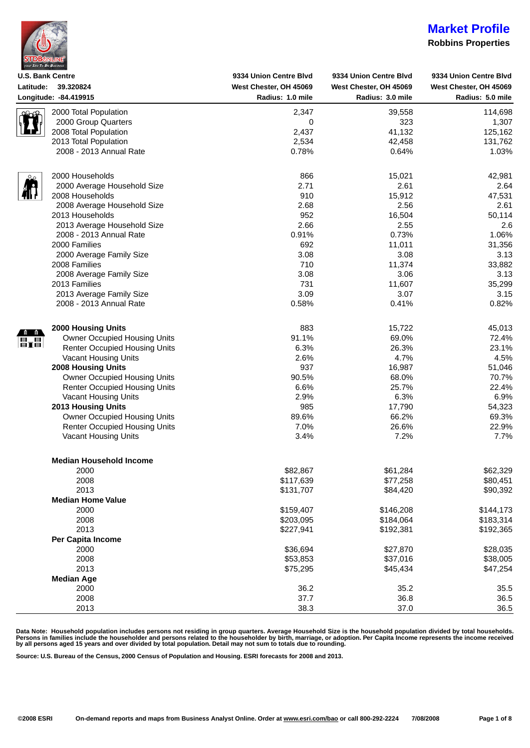# Market Profile

**Robbins Properties**

| **U.S. Bank Centre** | **9334 Union Centre Blvd** | **9334 Union Centre Blvd** | **9334 Union Centre Blvd** |
|---|---|---|---|
| **Latitude: 39.320824** | **West Chester, OH 45069** | **West Chester, OH 45069** | **West Chester, OH 45069** |
| **Longitude: -84.419915** | **Radius: 1.0 mile** | **Radius: 3.0 mile** | **Radius: 5.0 mile** |
| 2000 Total Population | 2,347 | 39,558 | 114,698 |
| 2000 Group Quarters | 0 | 323 | 1,307 |
| 2008 Total Population | 2,437 | 41,132 | 125,162 |
| 2013 Total Population | 2,534 | 42,458 | 131,762 |
| 2008 - 2013 Annual Rate | 0.78% | 0.64% | 1.03% |
| | | | |
| 2000 Households | 866 | 15,021 | 42,981 |
| 2000 Average Household Size | 2.71 | 2.61 | 2.64 |
| 2008 Households | 910 | 15,912 | 47,531 |
| 2008 Average Household Size | 2.68 | 2.56 | 2.61 |
| 2013 Households | 952 | 16,504 | 50,114 |
| 2013 Average Household Size | 2.66 | 2.55 | 2.6 |
| 2008 - 2013 Annual Rate | 0.91% | 0.73% | 1.06% |
| 2000 Families | 692 | 11,011 | 31,356 |
| 2000 Average Family Size | 3.08 | 3.08 | 3.13 |
| 2008 Families | 710 | 11,374 | 33,882 |
| 2008 Average Family Size | 3.08 | 3.06 | 3.13 |
| 2013 Families | 731 | 11,607 | 35,299 |
| 2013 Average Family Size | 3.09 | 3.07 | 3.15 |
| 2008 - 2013 Annual Rate | 0.58% | 0.41% | 0.82% |
| | | | |
| **2000 Housing Units** | 883 | 15,722 | 45,013 |
| Owner Occupied Housing Units | 91.1% | 69.0% | 72.4% |
| Renter Occupied Housing Units | 6.3% | 26.3% | 23.1% |
| Vacant Housing Units | 2.6% | 4.7% | 4.5% |
| **2008 Housing Units** | 937 | 16,987 | 51,046 |
| Owner Occupied Housing Units | 90.5% | 68.0% | 70.7% |
| Renter Occupied Housing Units | 6.6% | 25.7% | 22.4% |
| Vacant Housing Units | 2.9% | 6.3% | 6.9% |
| **2013 Housing Units** | 985 | 17,790 | 54,323 |
| Owner Occupied Housing Units | 89.6% | 66.2% | 69.3% |
| Renter Occupied Housing Units | 7.0% | 26.6% | 22.9% |
| Vacant Housing Units | 3.4% | 7.2% | 7.7% |
| | | | |
| **Median Household Income** | | | |
| 2000 | $82,867 | $61,284 | $62,329 |
| 2008 | $117,639 | $77,258 | $80,451 |
| 2013 | $131,707 | $84,420 | $90,392 |
| **Median Home Value** | | | |
| 2000 | $159,407 | $146,208 | $144,173 |
| 2008 | $203,095 | $184,064 | $183,314 |
| 2013 | $227,941 | $192,381 | $192,365 |
| **Per Capita Income** | | | |
| 2000 | $36,694 | $27,870 | $28,035 |
| 2008 | $53,853 | $37,016 | $38,005 |
| 2013 | $75,295 | $45,434 | $47,254 |
| **Median Age** | | | |
| 2000 | 36.2 | 35.2 | 35.5 |
| 2008 | 37.7 | 36.8 | 36.5 |
| 2013 | 38.3 | 37.0 | 36.5 |

**Data Note: Household population includes persons not residing in group quarters. Average Household Size is the household population divided by total households. Persons in families include the householder and persons related to the householder by birth, marriage, or adoption. Per Capita Income represents the income received by all persons aged 15 years and over divided by total population. Detail may not sum to totals due to rounding.**

**Source: U.S. Bureau of the Census, 2000 Census of Population and Housing. ESRI forecasts for 2008 and 2013.**

**©2008 ESRI** **On-demand reports and maps from Business Analyst Online. Order at www.esri.com/bao or call 800-292-2224** **7/08/2008**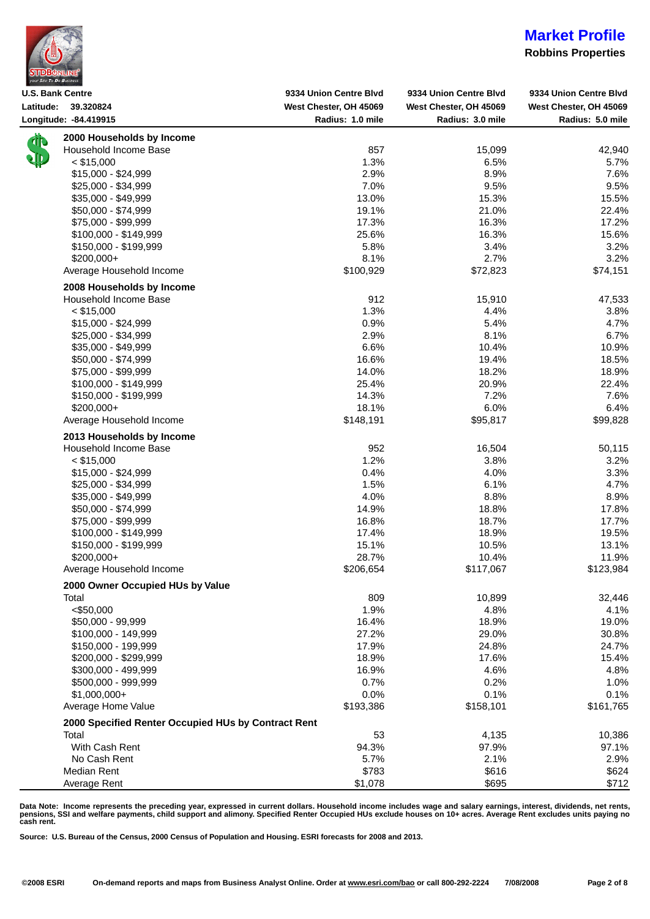# Market Profile

**Robbins Properties**

| U.S. Bank Centre | 9334 Union Centre Blvd | 9334 Union Centre Blvd | 9334 Union Centre Blvd |
|---|---|---|---|
| Latitude: 39.320824 | West Chester, OH 45069 | West Chester, OH 45069 | West Chester, OH 45069 |
| Longitude: -84.419915 | Radius: 1.0 mile | Radius: 3.0 mile | Radius: 5.0 mile |
| **2000 Households by Income** | | | |
| Household Income Base | 857 | 15,099 | 42,940 |
| < $15,000 | 1.3% | 6.5% | 5.7% |
| $15,000 - $24,999 | 2.9% | 8.9% | 7.6% |
| $25,000 - $34,999 | 7.0% | 9.5% | 9.5% |
| $35,000 - $49,999 | 13.0% | 15.3% | 15.5% |
| $50,000 - $74,999 | 19.1% | 21.0% | 22.4% |
| $75,000 - $99,999 | 17.3% | 16.3% | 17.2% |
| $100,000 - $149,999 | 25.6% | 16.3% | 15.6% |
| $150,000 - $199,999 | 5.8% | 3.4% | 3.2% |
| $200,000+ | 8.1% | 2.7% | 3.2% |
| Average Household Income | $100,929 | $72,823 | $74,151 |
| **2008 Households by Income** | | | |
| Household Income Base | 912 | 15,910 | 47,533 |
| < $15,000 | 1.3% | 4.4% | 3.8% |
| $15,000 - $24,999 | 0.9% | 5.4% | 4.7% |
| $25,000 - $34,999 | 2.9% | 8.1% | 6.7% |
| $35,000 - $49,999 | 6.6% | 10.4% | 10.9% |
| $50,000 - $74,999 | 16.6% | 19.4% | 18.5% |
| $75,000 - $99,999 | 14.0% | 18.2% | 18.9% |
| $100,000 - $149,999 | 25.4% | 20.9% | 22.4% |
| $150,000 - $199,999 | 14.3% | 7.2% | 7.6% |
| $200,000+ | 18.1% | 6.0% | 6.4% |
| Average Household Income | $148,191 | $95,817 | $99,828 |
| **2013 Households by Income** | | | |
| Household Income Base | 952 | 16,504 | 50,115 |
| < $15,000 | 1.2% | 3.8% | 3.2% |
| $15,000 - $24,999 | 0.4% | 4.0% | 3.3% |
| $25,000 - $34,999 | 1.5% | 6.1% | 4.7% |
| $35,000 - $49,999 | 4.0% | 8.8% | 8.9% |
| $50,000 - $74,999 | 14.9% | 18.8% | 17.8% |
| $75,000 - $99,999 | 16.8% | 18.7% | 17.7% |
| $100,000 - $149,999 | 17.4% | 18.9% | 19.5% |
| $150,000 - $199,999 | 15.1% | 10.5% | 13.1% |
| $200,000+ | 28.7% | 10.4% | 11.9% |
| Average Household Income | $206,654 | $117,067 | $123,984 |
| **2000 Owner Occupied HUs by Value** | | | |
| Total | 809 | 10,899 | 32,446 |
| <$50,000 | 1.9% | 4.8% | 4.1% |
| $50,000 - 99,999 | 16.4% | 18.9% | 19.0% |
| $100,000 - 149,999 | 27.2% | 29.0% | 30.8% |
| $150,000 - 199,999 | 17.9% | 24.8% | 24.7% |
| $200,000 - $299,999 | 18.9% | 17.6% | 15.4% |
| $300,000 - 499,999 | 16.9% | 4.6% | 4.8% |
| $500,000 - 999,999 | 0.7% | 0.2% | 1.0% |
| $1,000,000+ | 0.0% | 0.1% | 0.1% |
| Average Home Value | $193,386 | $158,101 | $161,765 |
| **2000 Specified Renter Occupied HUs by Contract Rent** | | | |
| Total | 53 | 4,135 | 10,386 |
| With Cash Rent | 94.3% | 97.9% | 97.1% |
| No Cash Rent | 5.7% | 2.1% | 2.9% |
| Median Rent | $783 | $616 | $624 |
| Average Rent | $1,078 | $695 | $712 |

**Data Note: Income represents the preceding year, expressed in current dollars. Household income includes wage and salary earnings, interest, dividends, net rents, pensions, SSI and welfare payments, child support and alimony. Specified Renter Occupied HUs exclude houses on 10+ acres. Average Rent excludes units paying no cash rent.**

**Source: U.S. Bureau of the Census, 2000 Census of Population and Housing. ESRI forecasts for 2008 and 2013.**

**©2008 ESRI On-demand reports and maps from Business Analyst Online. Order at www.esri.com/bao or call 800-292-2224 7/08/2008**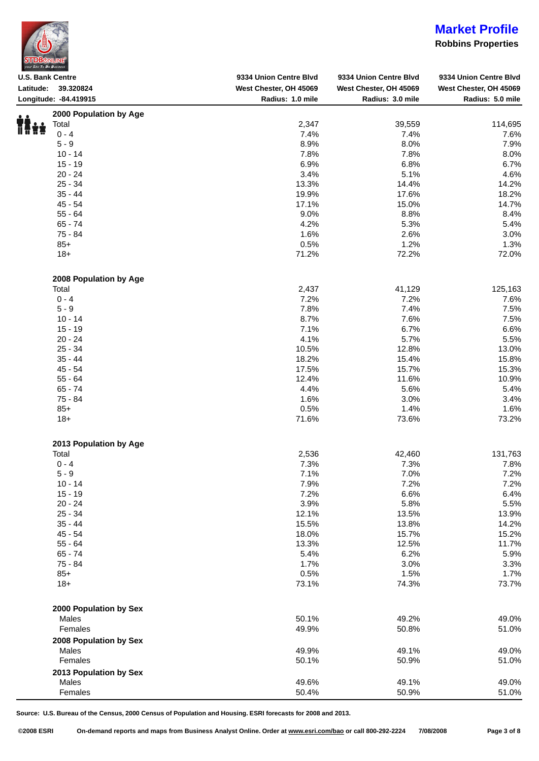# Market Profile

**Robbins Properties**

| U.S. Bank Centre<br>Latitude: 39.320824<br>Longitude: -84.419915 | 9334 Union Centre Blvd<br>West Chester, OH 45069<br>Radius: 1.0 mile | 9334 Union Centre Blvd<br>West Chester, OH 45069<br>Radius: 3.0 mile | 9334 Union Centre Blvd<br>West Chester, OH 45069<br>Radius: 5.0 mile |
|---|---|---|---|
| **2000 Population by Age** | | | |
| Total | 2,347 | 39,559 | 114,695 |
| 0 - 4 | 7.4% | 7.4% | 7.6% |
| 5 - 9 | 8.9% | 8.0% | 7.9% |
| 10 - 14 | 7.8% | 7.8% | 8.0% |
| 15 - 19 | 6.9% | 6.8% | 6.7% |
| 20 - 24 | 3.4% | 5.1% | 4.6% |
| 25 - 34 | 13.3% | 14.4% | 14.2% |
| 35 - 44 | 19.9% | 17.6% | 18.2% |
| 45 - 54 | 17.1% | 15.0% | 14.7% |
| 55 - 64 | 9.0% | 8.8% | 8.4% |
| 65 - 74 | 4.2% | 5.3% | 5.4% |
| 75 - 84 | 1.6% | 2.6% | 3.0% |
| 85+ | 0.5% | 1.2% | 1.3% |
| 18+ | 71.2% | 72.2% | 72.0% |
| **2008 Population by Age** | | | |
| Total | 2,437 | 41,129 | 125,163 |
| 0 - 4 | 7.2% | 7.2% | 7.6% |
| 5 - 9 | 7.8% | 7.4% | 7.5% |
| 10 - 14 | 8.7% | 7.6% | 7.5% |
| 15 - 19 | 7.1% | 6.7% | 6.6% |
| 20 - 24 | 4.1% | 5.7% | 5.5% |
| 25 - 34 | 10.5% | 12.8% | 13.0% |
| 35 - 44 | 18.2% | 15.4% | 15.8% |
| 45 - 54 | 17.5% | 15.7% | 15.3% |
| 55 - 64 | 12.4% | 11.6% | 10.9% |
| 65 - 74 | 4.4% | 5.6% | 5.4% |
| 75 - 84 | 1.6% | 3.0% | 3.4% |
| 85+ | 0.5% | 1.4% | 1.6% |
| 18+ | 71.6% | 73.6% | 73.2% |
| **2013 Population by Age** | | | |
| Total | 2,536 | 42,460 | 131,763 |
| 0 - 4 | 7.3% | 7.3% | 7.8% |
| 5 - 9 | 7.1% | 7.0% | 7.2% |
| 10 - 14 | 7.9% | 7.2% | 7.2% |
| 15 - 19 | 7.2% | 6.6% | 6.4% |
| 20 - 24 | 3.9% | 5.8% | 5.5% |
| 25 - 34 | 12.1% | 13.5% | 13.9% |
| 35 - 44 | 15.5% | 13.8% | 14.2% |
| 45 - 54 | 18.0% | 15.7% | 15.2% |
| 55 - 64 | 13.3% | 12.5% | 11.7% |
| 65 - 74 | 5.4% | 6.2% | 5.9% |
| 75 - 84 | 1.7% | 3.0% | 3.3% |
| 85+ | 0.5% | 1.5% | 1.7% |
| 18+ | 73.1% | 74.3% | 73.7% |
| **2000 Population by Sex** | | | |
| Males | 50.1% | 49.2% | 49.0% |
| Females | 49.9% | 50.8% | 51.0% |
| **2008 Population by Sex** | | | |
| Males | 49.9% | 49.1% | 49.0% |
| Females | 50.1% | 50.9% | 51.0% |
| **2013 Population by Sex** | | | |
| Males | 49.6% | 49.1% | 49.0% |
| Females | 50.4% | 50.9% | 51.0% |

**Source: U.S. Bureau of the Census, 2000 Census of Population and Housing. ESRI forecasts for 2008 and 2013.**

©2008 ESRI — On-demand reports and maps from Business Analyst Online. Order at www.esri.com/bao or call 800-292-2224 — 7/08/2008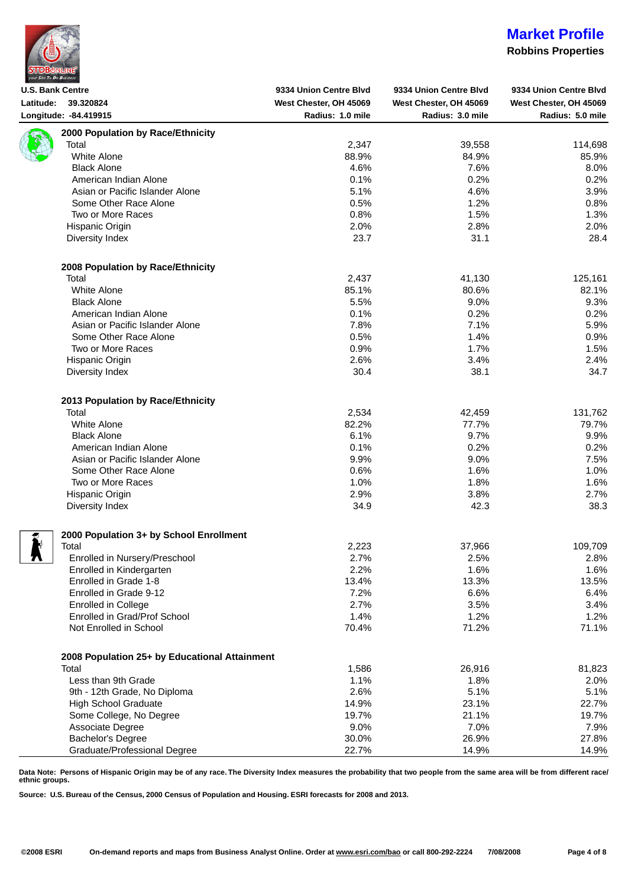# Market Profile

**Robbins Properties**

| U.S. Bank Centre | 9334 Union Centre Blvd | 9334 Union Centre Blvd | 9334 Union Centre Blvd |
|---|---|---|---|
| Latitude: 39.320824 | West Chester, OH 45069 | West Chester, OH 45069 | West Chester, OH 45069 |
| Longitude: -84.419915 | Radius: 1.0 mile | Radius: 3.0 mile | Radius: 5.0 mile |
| **2000 Population by Race/Ethnicity** | | | |
| Total | 2,347 | 39,558 | 114,698 |
| White Alone | 88.9% | 84.9% | 85.9% |
| Black Alone | 4.6% | 7.6% | 8.0% |
| American Indian Alone | 0.1% | 0.2% | 0.2% |
| Asian or Pacific Islander Alone | 5.1% | 4.6% | 3.9% |
| Some Other Race Alone | 0.5% | 1.2% | 0.8% |
| Two or More Races | 0.8% | 1.5% | 1.3% |
| Hispanic Origin | 2.0% | 2.8% | 2.0% |
| Diversity Index | 23.7 | 31.1 | 28.4 |
| **2008 Population by Race/Ethnicity** | | | |
| Total | 2,437 | 41,130 | 125,161 |
| White Alone | 85.1% | 80.6% | 82.1% |
| Black Alone | 5.5% | 9.0% | 9.3% |
| American Indian Alone | 0.1% | 0.2% | 0.2% |
| Asian or Pacific Islander Alone | 7.8% | 7.1% | 5.9% |
| Some Other Race Alone | 0.5% | 1.4% | 0.9% |
| Two or More Races | 0.9% | 1.7% | 1.5% |
| Hispanic Origin | 2.6% | 3.4% | 2.4% |
| Diversity Index | 30.4 | 38.1 | 34.7 |
| **2013 Population by Race/Ethnicity** | | | |
| Total | 2,534 | 42,459 | 131,762 |
| White Alone | 82.2% | 77.7% | 79.7% |
| Black Alone | 6.1% | 9.7% | 9.9% |
| American Indian Alone | 0.1% | 0.2% | 0.2% |
| Asian or Pacific Islander Alone | 9.9% | 9.0% | 7.5% |
| Some Other Race Alone | 0.6% | 1.6% | 1.0% |
| Two or More Races | 1.0% | 1.8% | 1.6% |
| Hispanic Origin | 2.9% | 3.8% | 2.7% |
| Diversity Index | 34.9 | 42.3 | 38.3 |
| **2000 Population 3+ by School Enrollment** | | | |
| Total | 2,223 | 37,966 | 109,709 |
| Enrolled in Nursery/Preschool | 2.7% | 2.5% | 2.8% |
| Enrolled in Kindergarten | 2.2% | 1.6% | 1.6% |
| Enrolled in Grade 1-8 | 13.4% | 13.3% | 13.5% |
| Enrolled in Grade 9-12 | 7.2% | 6.6% | 6.4% |
| Enrolled in College | 2.7% | 3.5% | 3.4% |
| Enrolled in Grad/Prof School | 1.4% | 1.2% | 1.2% |
| Not Enrolled in School | 70.4% | 71.2% | 71.1% |
| **2008 Population 25+ by Educational Attainment** | | | |
| Total | 1,586 | 26,916 | 81,823 |
| Less than 9th Grade | 1.1% | 1.8% | 2.0% |
| 9th - 12th Grade, No Diploma | 2.6% | 5.1% | 5.1% |
| High School Graduate | 14.9% | 23.1% | 22.7% |
| Some College, No Degree | 19.7% | 21.1% | 19.7% |
| Associate Degree | 9.0% | 7.0% | 7.9% |
| Bachelor's Degree | 30.0% | 26.9% | 27.8% |
| Graduate/Professional Degree | 22.7% | 14.9% | 14.9% |

**Data Note: Persons of Hispanic Origin may be of any race. The Diversity Index measures the probability that two people from the same area will be from different race/ ethnic groups.**

**Source: U.S. Bureau of the Census, 2000 Census of Population and Housing. ESRI forecasts for 2008 and 2013.**

**©2008 ESRI    On-demand reports and maps from Business Analyst Online. Order at www.esri.com/bao or call 800-292-2224    7/08/2008**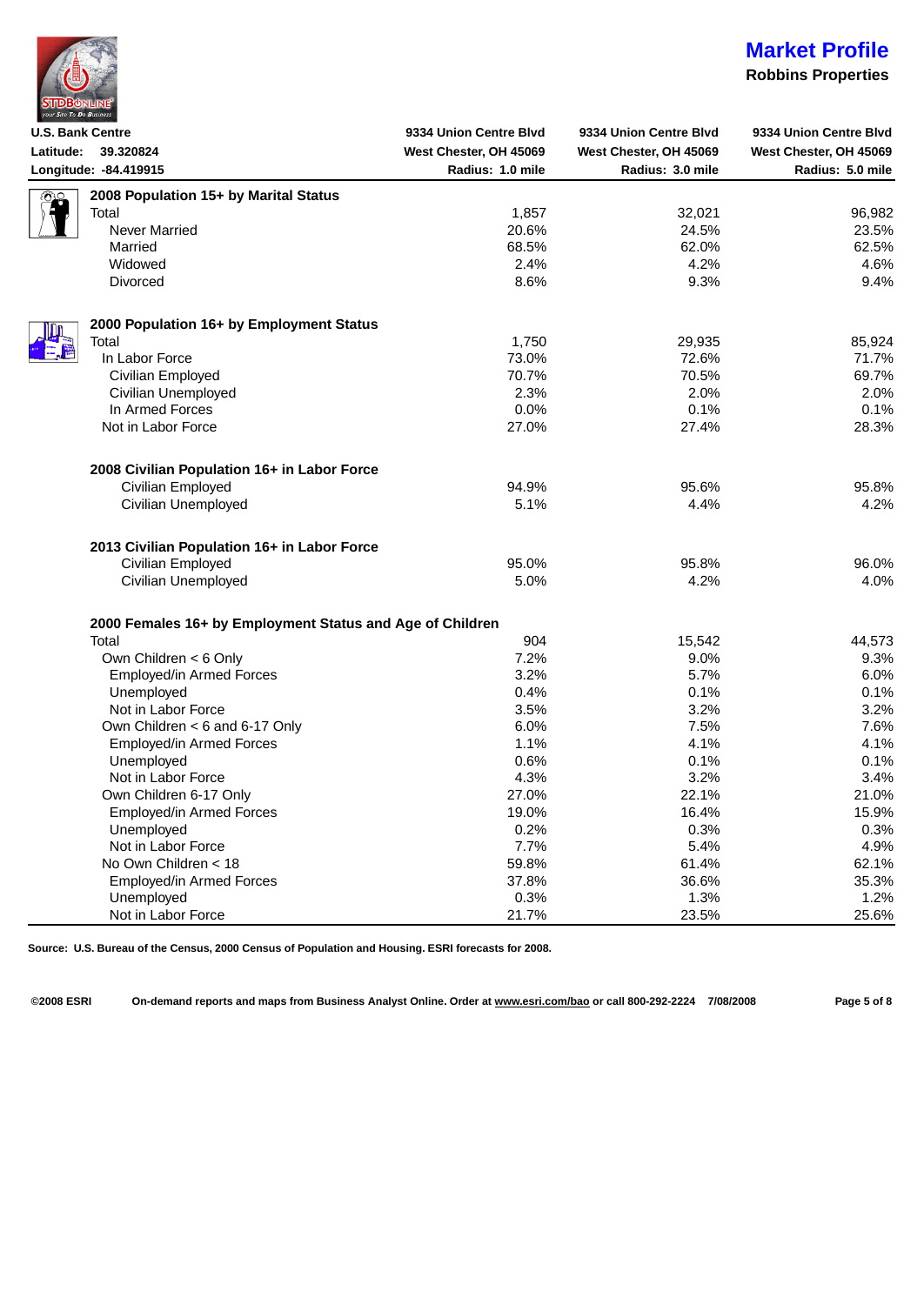# Market Profile

**Robbins Properties**

| U.S. Bank Centre | 9334 Union Centre Blvd | 9334 Union Centre Blvd | 9334 Union Centre Blvd |
|---|---|---|---|
| Latitude: 39.320824 | West Chester, OH 45069 | West Chester, OH 45069 | West Chester, OH 45069 |
| Longitude: -84.419915 | Radius: 1.0 mile | Radius: 3.0 mile | Radius: 5.0 mile |
| **2008 Population 15+ by Marital Status** | | | |
| Total | 1,857 | 32,021 | 96,982 |
| Never Married | 20.6% | 24.5% | 23.5% |
| Married | 68.5% | 62.0% | 62.5% |
| Widowed | 2.4% | 4.2% | 4.6% |
| Divorced | 8.6% | 9.3% | 9.4% |
| **2000 Population 16+ by Employment Status** | | | |
| Total | 1,750 | 29,935 | 85,924 |
| In Labor Force | 73.0% | 72.6% | 71.7% |
| Civilian Employed | 70.7% | 70.5% | 69.7% |
| Civilian Unemployed | 2.3% | 2.0% | 2.0% |
| In Armed Forces | 0.0% | 0.1% | 0.1% |
| Not in Labor Force | 27.0% | 27.4% | 28.3% |
| **2008 Civilian Population 16+ in Labor Force** | | | |
| Civilian Employed | 94.9% | 95.6% | 95.8% |
| Civilian Unemployed | 5.1% | 4.4% | 4.2% |
| **2013 Civilian Population 16+ in Labor Force** | | | |
| Civilian Employed | 95.0% | 95.8% | 96.0% |
| Civilian Unemployed | 5.0% | 4.2% | 4.0% |
| **2000 Females 16+ by Employment Status and Age of Children** | | | |
| Total | 904 | 15,542 | 44,573 |
| Own Children < 6 Only | 7.2% | 9.0% | 9.3% |
| Employed/in Armed Forces | 3.2% | 5.7% | 6.0% |
| Unemployed | 0.4% | 0.1% | 0.1% |
| Not in Labor Force | 3.5% | 3.2% | 3.2% |
| Own Children < 6 and 6-17 Only | 6.0% | 7.5% | 7.6% |
| Employed/in Armed Forces | 1.1% | 4.1% | 4.1% |
| Unemployed | 0.6% | 0.1% | 0.1% |
| Not in Labor Force | 4.3% | 3.2% | 3.4% |
| Own Children 6-17 Only | 27.0% | 22.1% | 21.0% |
| Employed/in Armed Forces | 19.0% | 16.4% | 15.9% |
| Unemployed | 0.2% | 0.3% | 0.3% |
| Not in Labor Force | 7.7% | 5.4% | 4.9% |
| No Own Children < 18 | 59.8% | 61.4% | 62.1% |
| Employed/in Armed Forces | 37.8% | 36.6% | 35.3% |
| Unemployed | 0.3% | 1.3% | 1.2% |
| Not in Labor Force | 21.7% | 23.5% | 25.6% |

**Source: U.S. Bureau of the Census, 2000 Census of Population and Housing. ESRI forecasts for 2008.**

©2008 ESRI    On-demand reports and maps from Business Analyst Online. Order at www.esri.com/bao or call 800-292-2224    7/08/2008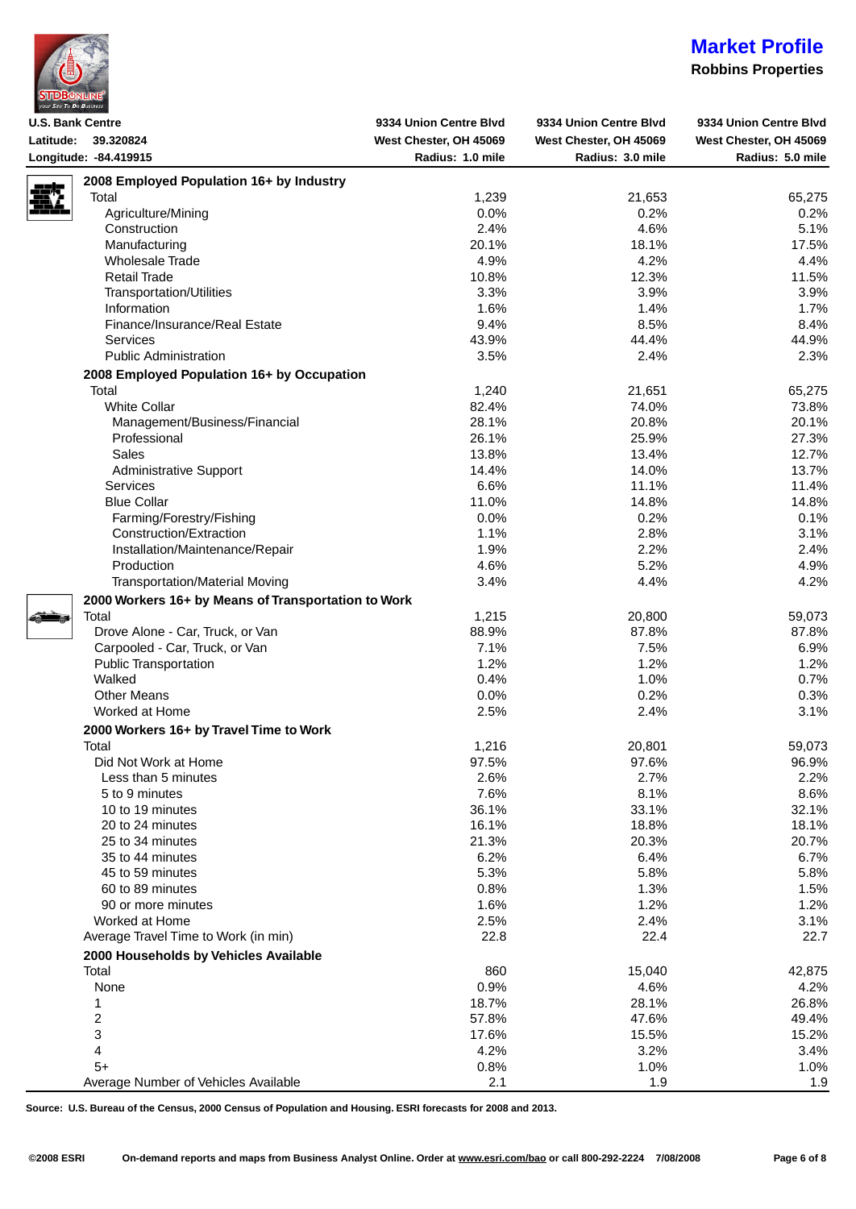# Market Profile

**Robbins Properties**

| U.S. Bank Centre<br>Latitude: 39.320824<br>Longitude: -84.419915 | 9334 Union Centre Blvd<br>West Chester, OH 45069<br>Radius: 1.0 mile | 9334 Union Centre Blvd<br>West Chester, OH 45069<br>Radius: 3.0 mile | 9334 Union Centre Blvd<br>West Chester, OH 45069<br>Radius: 5.0 mile |
|---|---|---|---|
| **2008 Employed Population 16+ by Industry** | | | |
| Total | 1,239 | 21,653 | 65,275 |
| Agriculture/Mining | 0.0% | 0.2% | 0.2% |
| Construction | 2.4% | 4.6% | 5.1% |
| Manufacturing | 20.1% | 18.1% | 17.5% |
| Wholesale Trade | 4.9% | 4.2% | 4.4% |
| Retail Trade | 10.8% | 12.3% | 11.5% |
| Transportation/Utilities | 3.3% | 3.9% | 3.9% |
| Information | 1.6% | 1.4% | 1.7% |
| Finance/Insurance/Real Estate | 9.4% | 8.5% | 8.4% |
| Services | 43.9% | 44.4% | 44.9% |
| Public Administration | 3.5% | 2.4% | 2.3% |
| **2008 Employed Population 16+ by Occupation** | | | |
| Total | 1,240 | 21,651 | 65,275 |
| White Collar | 82.4% | 74.0% | 73.8% |
| Management/Business/Financial | 28.1% | 20.8% | 20.1% |
| Professional | 26.1% | 25.9% | 27.3% |
| Sales | 13.8% | 13.4% | 12.7% |
| Administrative Support | 14.4% | 14.0% | 13.7% |
| Services | 6.6% | 11.1% | 11.4% |
| Blue Collar | 11.0% | 14.8% | 14.8% |
| Farming/Forestry/Fishing | 0.0% | 0.2% | 0.1% |
| Construction/Extraction | 1.1% | 2.8% | 3.1% |
| Installation/Maintenance/Repair | 1.9% | 2.2% | 2.4% |
| Production | 4.6% | 5.2% | 4.9% |
| Transportation/Material Moving | 3.4% | 4.4% | 4.2% |
| **2000 Workers 16+ by Means of Transportation to Work** | | | |
| Total | 1,215 | 20,800 | 59,073 |
| Drove Alone - Car, Truck, or Van | 88.9% | 87.8% | 87.8% |
| Carpooled - Car, Truck, or Van | 7.1% | 7.5% | 6.9% |
| Public Transportation | 1.2% | 1.2% | 1.2% |
| Walked | 0.4% | 1.0% | 0.7% |
| Other Means | 0.0% | 0.2% | 0.3% |
| Worked at Home | 2.5% | 2.4% | 3.1% |
| **2000 Workers 16+ by Travel Time to Work** | | | |
| Total | 1,216 | 20,801 | 59,073 |
| Did Not Work at Home | 97.5% | 97.6% | 96.9% |
| Less than 5 minutes | 2.6% | 2.7% | 2.2% |
| 5 to 9 minutes | 7.6% | 8.1% | 8.6% |
| 10 to 19 minutes | 36.1% | 33.1% | 32.1% |
| 20 to 24 minutes | 16.1% | 18.8% | 18.1% |
| 25 to 34 minutes | 21.3% | 20.3% | 20.7% |
| 35 to 44 minutes | 6.2% | 6.4% | 6.7% |
| 45 to 59 minutes | 5.3% | 5.8% | 5.8% |
| 60 to 89 minutes | 0.8% | 1.3% | 1.5% |
| 90 or more minutes | 1.6% | 1.2% | 1.2% |
| Worked at Home | 2.5% | 2.4% | 3.1% |
| Average Travel Time to Work (in min) | 22.8 | 22.4 | 22.7 |
| **2000 Households by Vehicles Available** | | | |
| Total | 860 | 15,040 | 42,875 |
| None | 0.9% | 4.6% | 4.2% |
| 1 | 18.7% | 28.1% | 26.8% |
| 2 | 57.8% | 47.6% | 49.4% |
| 3 | 17.6% | 15.5% | 15.2% |
| 4 | 4.2% | 3.2% | 3.4% |
| 5+ | 0.8% | 1.0% | 1.0% |
| Average Number of Vehicles Available | 2.1 | 1.9 | 1.9 |

**Source: U.S. Bureau of the Census, 2000 Census of Population and Housing. ESRI forecasts for 2008 and 2013.**

©2008 ESRI — On-demand reports and maps from Business Analyst Online. Order at www.esri.com/bao or call 800-292-2224 7/08/2008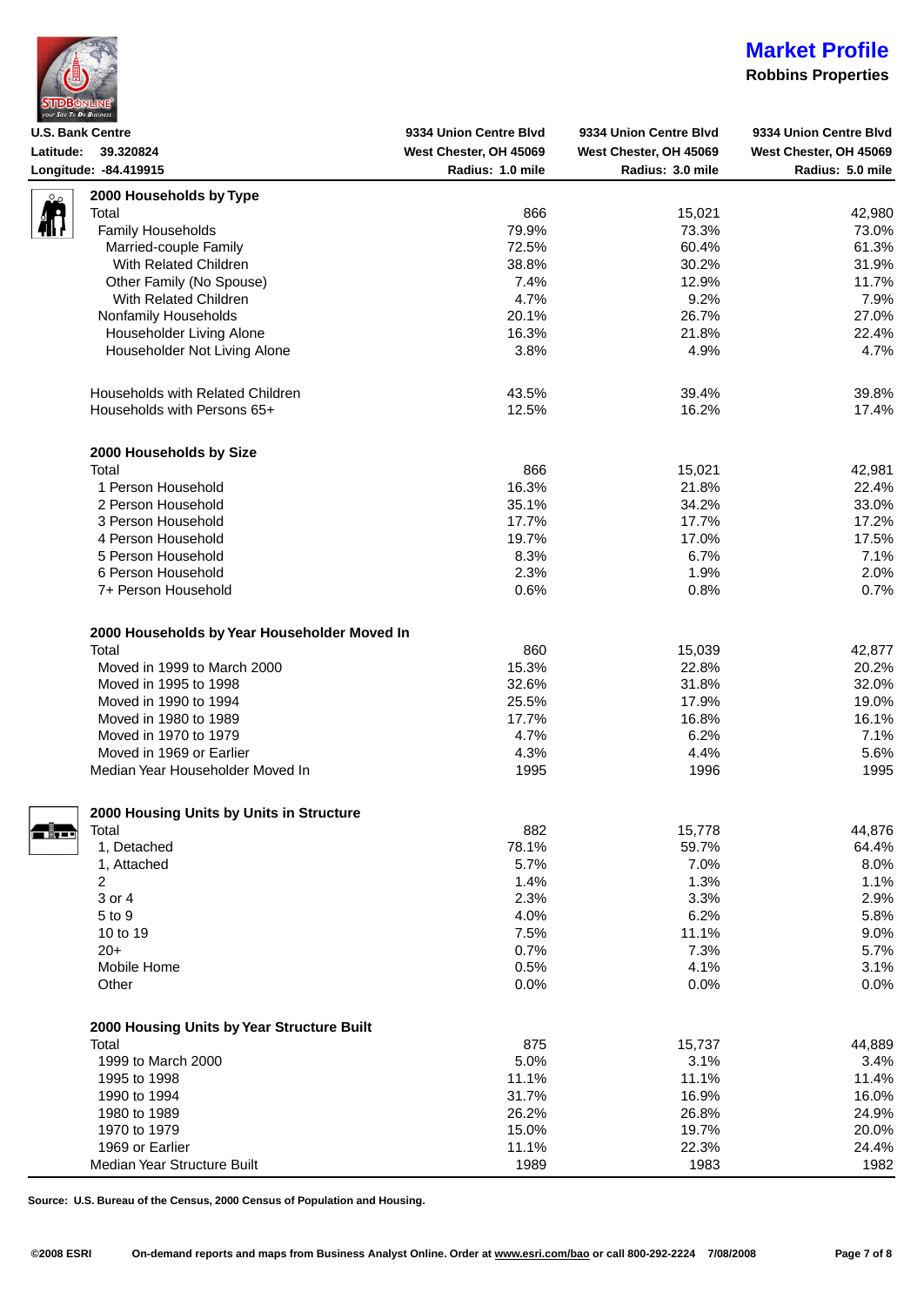## Market Profile

**Robbins Properties**

| **U.S. Bank Centre** | **9334 Union Centre Blvd** | **9334 Union Centre Blvd** | **9334 Union Centre Blvd** |
|---|---|---|---|
| **Latitude: 39.320824** | **West Chester, OH 45069** | **West Chester, OH 45069** | **West Chester, OH 45069** |
| **Longitude: -84.419915** | **Radius: 1.0 mile** | **Radius: 3.0 mile** | **Radius: 5.0 mile** |
| **2000 Households by Type** | | | |
| Total | 866 | 15,021 | 42,980 |
| Family Households | 79.9% | 73.3% | 73.0% |
| Married-couple Family | 72.5% | 60.4% | 61.3% |
| With Related Children | 38.8% | 30.2% | 31.9% |
| Other Family (No Spouse) | 7.4% | 12.9% | 11.7% |
| With Related Children | 4.7% | 9.2% | 7.9% |
| Nonfamily Households | 20.1% | 26.7% | 27.0% |
| Householder Living Alone | 16.3% | 21.8% | 22.4% |
| Householder Not Living Alone | 3.8% | 4.9% | 4.7% |
| | | | |
| Households with Related Children | 43.5% | 39.4% | 39.8% |
| Households with Persons 65+ | 12.5% | 16.2% | 17.4% |
| | | | |
| **2000 Households by Size** | | | |
| Total | 866 | 15,021 | 42,981 |
| 1 Person Household | 16.3% | 21.8% | 22.4% |
| 2 Person Household | 35.1% | 34.2% | 33.0% |
| 3 Person Household | 17.7% | 17.7% | 17.2% |
| 4 Person Household | 19.7% | 17.0% | 17.5% |
| 5 Person Household | 8.3% | 6.7% | 7.1% |
| 6 Person Household | 2.3% | 1.9% | 2.0% |
| 7+ Person Household | 0.6% | 0.8% | 0.7% |
| | | | |
| **2000 Households by Year Householder Moved In** | | | |
| Total | 860 | 15,039 | 42,877 |
| Moved in 1999 to March 2000 | 15.3% | 22.8% | 20.2% |
| Moved in 1995 to 1998 | 32.6% | 31.8% | 32.0% |
| Moved in 1990 to 1994 | 25.5% | 17.9% | 19.0% |
| Moved in 1980 to 1989 | 17.7% | 16.8% | 16.1% |
| Moved in 1970 to 1979 | 4.7% | 6.2% | 7.1% |
| Moved in 1969 or Earlier | 4.3% | 4.4% | 5.6% |
| Median Year Householder Moved In | 1995 | 1996 | 1995 |
| | | | |
| **2000 Housing Units by Units in Structure** | | | |
| Total | 882 | 15,778 | 44,876 |
| 1, Detached | 78.1% | 59.7% | 64.4% |
| 1, Attached | 5.7% | 7.0% | 8.0% |
| 2 | 1.4% | 1.3% | 1.1% |
| 3 or 4 | 2.3% | 3.3% | 2.9% |
| 5 to 9 | 4.0% | 6.2% | 5.8% |
| 10 to 19 | 7.5% | 11.1% | 9.0% |
| 20+ | 0.7% | 7.3% | 5.7% |
| Mobile Home | 0.5% | 4.1% | 3.1% |
| Other | 0.0% | 0.0% | 0.0% |
| | | | |
| **2000 Housing Units by Year Structure Built** | | | |
| Total | 875 | 15,737 | 44,889 |
| 1999 to March 2000 | 5.0% | 3.1% | 3.4% |
| 1995 to 1998 | 11.1% | 11.1% | 11.4% |
| 1990 to 1994 | 31.7% | 16.9% | 16.0% |
| 1980 to 1989 | 26.2% | 26.8% | 24.9% |
| 1970 to 1979 | 15.0% | 19.7% | 20.0% |
| 1969 or Earlier | 11.1% | 22.3% | 24.4% |
| Median Year Structure Built | 1989 | 1983 | 1982 |

**Source: U.S. Bureau of the Census, 2000 Census of Population and Housing.**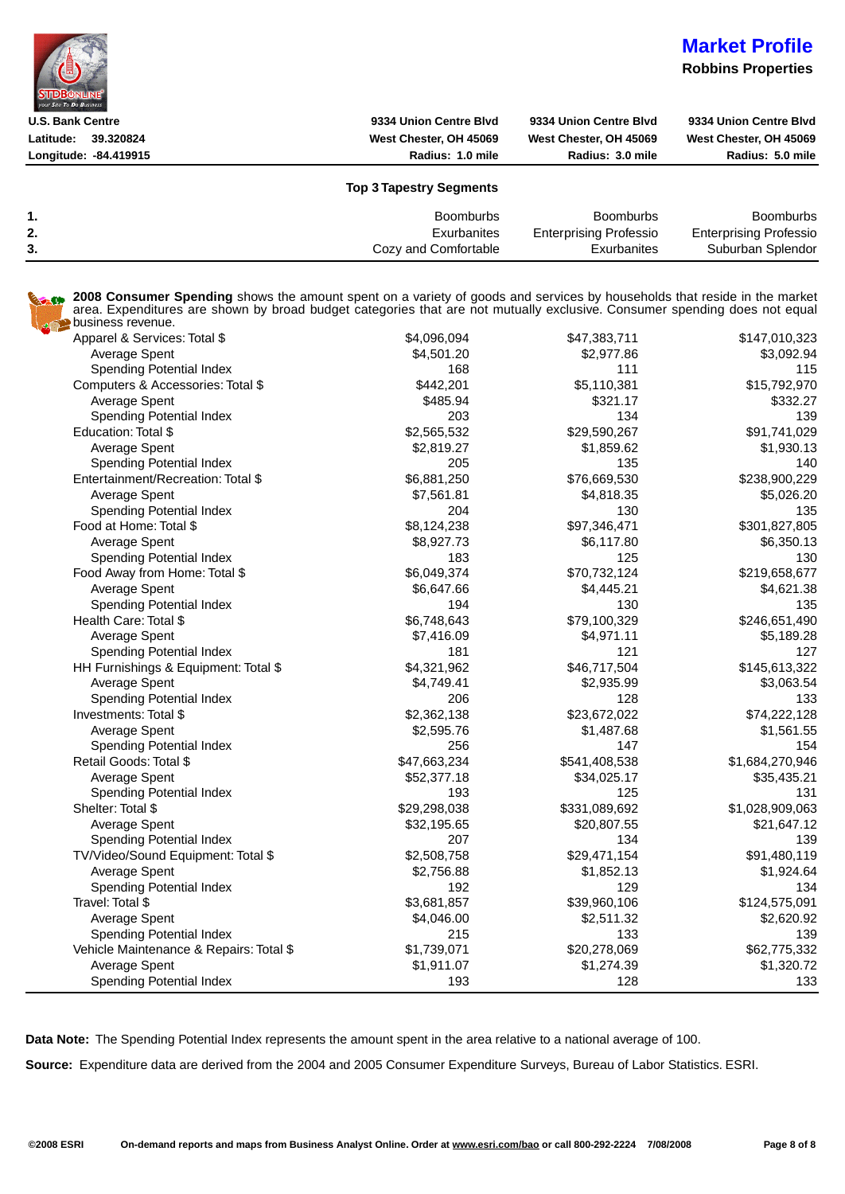# Market Profile

**Robbins Properties**

| U.S. Bank Centre | 9334 Union Centre Blvd | 9334 Union Centre Blvd | 9334 Union Centre Blvd |
|---|---|---|---|
| Latitude: 39.320824 | West Chester, OH 45069 | West Chester, OH 45069 | West Chester, OH 45069 |
| Longitude: -84.419915 | Radius: 1.0 mile | Radius: 3.0 mile | Radius: 5.0 mile |

**Top 3 Tapestry Segments**

| | | | |
|---|---|---|---|
| 1. | Boomburbs | Boomburbs | Boomburbs |
| 2. | Exurbanites | Enterprising Professio | Enterprising Professio |
| 3. | Cozy and Comfortable | Exurbanites | Suburban Splendor |

**2008 Consumer Spending** shows the amount spent on a variety of goods and services by households that reside in the market area. Expenditures are shown by broad budget categories that are not mutually exclusive. Consumer spending does not equal business revenue.

| | 1.0 mile | 3.0 mile | 5.0 mile |
|---|---|---|---|
| Apparel & Services: Total $ | $4,096,094 | $47,383,711 | $147,010,323 |
| Average Spent | $4,501.20 | $2,977.86 | $3,092.94 |
| Spending Potential Index | 168 | 111 | 115 |
| Computers & Accessories: Total $ | $442,201 | $5,110,381 | $15,792,970 |
| Average Spent | $485.94 | $321.17 | $332.27 |
| Spending Potential Index | 203 | 134 | 139 |
| Education: Total $ | $2,565,532 | $29,590,267 | $91,741,029 |
| Average Spent | $2,819.27 | $1,859.62 | $1,930.13 |
| Spending Potential Index | 205 | 135 | 140 |
| Entertainment/Recreation: Total $ | $6,881,250 | $76,669,530 | $238,900,229 |
| Average Spent | $7,561.81 | $4,818.35 | $5,026.20 |
| Spending Potential Index | 204 | 130 | 135 |
| Food at Home: Total $ | $8,124,238 | $97,346,471 | $301,827,805 |
| Average Spent | $8,927.73 | $6,117.80 | $6,350.13 |
| Spending Potential Index | 183 | 125 | 130 |
| Food Away from Home: Total $ | $6,049,374 | $70,732,124 | $219,658,677 |
| Average Spent | $6,647.66 | $4,445.21 | $4,621.38 |
| Spending Potential Index | 194 | 130 | 135 |
| Health Care: Total $ | $6,748,643 | $79,100,329 | $246,651,490 |
| Average Spent | $7,416.09 | $4,971.11 | $5,189.28 |
| Spending Potential Index | 181 | 121 | 127 |
| HH Furnishings & Equipment: Total $ | $4,321,962 | $46,717,504 | $145,613,322 |
| Average Spent | $4,749.41 | $2,935.99 | $3,063.54 |
| Spending Potential Index | 206 | 128 | 133 |
| Investments: Total $ | $2,362,138 | $23,672,022 | $74,222,128 |
| Average Spent | $2,595.76 | $1,487.68 | $1,561.55 |
| Spending Potential Index | 256 | 147 | 154 |
| Retail Goods: Total $ | $47,663,234 | $541,408,538 | $1,684,270,946 |
| Average Spent | $52,377.18 | $34,025.17 | $35,435.21 |
| Spending Potential Index | 193 | 125 | 131 |
| Shelter: Total $ | $29,298,038 | $331,089,692 | $1,028,909,063 |
| Average Spent | $32,195.65 | $20,807.55 | $21,647.12 |
| Spending Potential Index | 207 | 134 | 139 |
| TV/Video/Sound Equipment: Total $ | $2,508,758 | $29,471,154 | $91,480,119 |
| Average Spent | $2,756.88 | $1,852.13 | $1,924.64 |
| Spending Potential Index | 192 | 129 | 134 |
| Travel: Total $ | $3,681,857 | $39,960,106 | $124,575,091 |
| Average Spent | $4,046.00 | $2,511.32 | $2,620.92 |
| Spending Potential Index | 215 | 133 | 139 |
| Vehicle Maintenance & Repairs: Total $ | $1,739,071 | $20,278,069 | $62,775,332 |
| Average Spent | $1,911.07 | $1,274.39 | $1,320.72 |
| Spending Potential Index | 193 | 128 | 133 |

**Data Note:** The Spending Potential Index represents the amount spent in the area relative to a national average of 100.

**Source:** Expenditure data are derived from the 2004 and 2005 Consumer Expenditure Surveys, Bureau of Labor Statistics. ESRI.

©2008 ESRI On-demand reports and maps from Business Analyst Online. Order at www.esri.com/bao or call 800-292-2224 7/08/2008